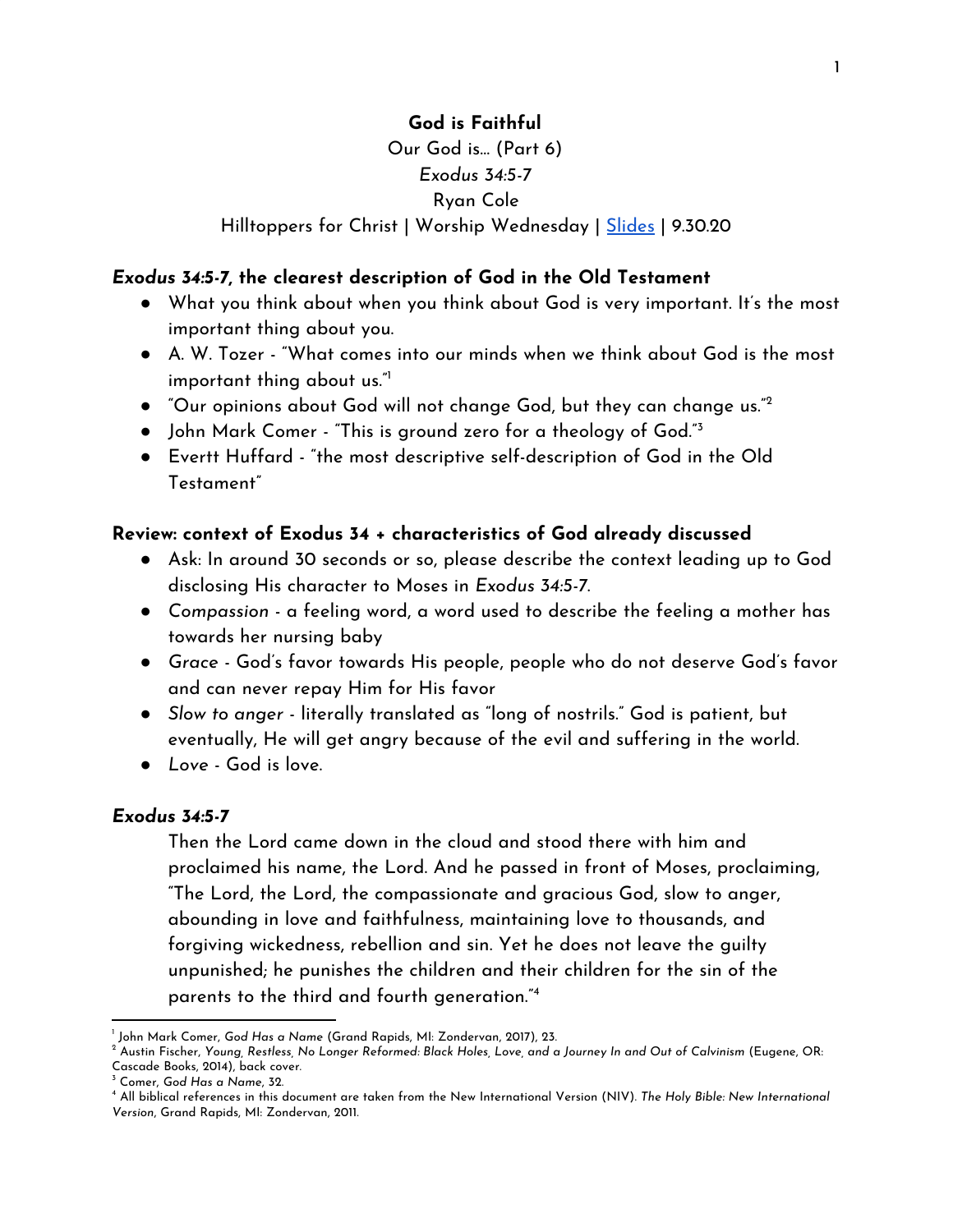**God is Faithful**

Our God is... (Part 6)

*Exodus 34:5-7*

Ryan Cole

Hilltoppers for Christ | Worship Wednesday | [Slides] | 9.30.20

### *Exodus 34:5-7*, the clearest description of God in the Old Testament

- What you think about when you think about God is very important. It's the most important thing about you.
- A. W. Tozer - "What comes into our minds when we think about God is the most important thing about us."[1]
- "Our opinions about God will not change God, but they can change us."[2]
- John Mark Comer - "This is ground zero for a theology of God."[3]
- Evertt Huffard - "the most descriptive self-description of God in the Old Testament"

### Review: context of Exodus 34 + characteristics of God already discussed

- Ask: In around 30 seconds or so, please describe the context leading up to God disclosing His character to Moses in *Exodus 34:5-7*.
- *Compassion* - a feeling word, a word used to describe the feeling a mother has towards her nursing baby
- *Grace* - God's favor towards His people, people who do not deserve God's favor and can never repay Him for His favor
- *Slow to anger* - literally translated as "long of nostrils." God is patient, but eventually, He will get angry because of the evil and suffering in the world.
- *Love* - God is love.

### *Exodus 34:5-7*

> Then the Lord came down in the cloud and stood there with him and proclaimed his name, the Lord. And he passed in front of Moses, proclaiming, "The Lord, the Lord, the compassionate and gracious God, slow to anger, abounding in love and faithfulness, maintaining love to thousands, and forgiving wickedness, rebellion and sin. Yet he does not leave the guilty unpunished; he punishes the children and their children for the sin of the parents to the third and fourth generation."[4]

---

[1] John Mark Comer, *God Has a Name* (Grand Rapids, MI: Zondervan, 2017), 23.

[2] Austin Fischer, *Young, Restless, No Longer Reformed: Black Holes, Love, and a Journey In and Out of Calvinism* (Eugene, OR: Cascade Books, 2014), back cover.

[3] Comer, *God Has a Name*, 32.

[4] All biblical references in this document are taken from the New International Version (NIV). *The Holy Bible: New International Version*, Grand Rapids, MI: Zondervan, 2011.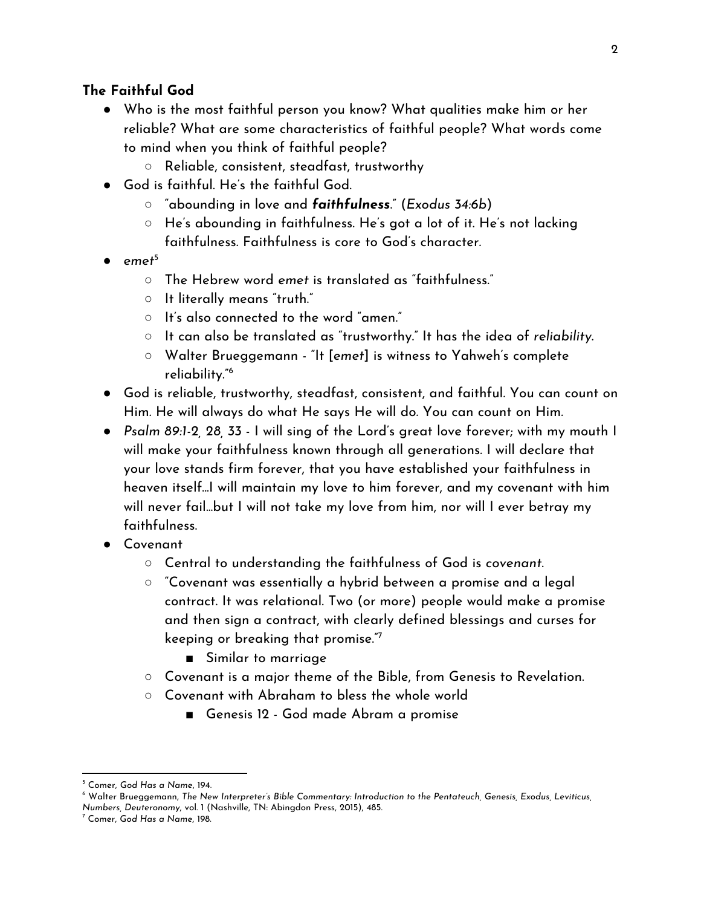### The Faithful God

- Who is the most faithful person you know? What qualities make him or her reliable? What are some characteristics of faithful people? What words come to mind when you think of faithful people?
    - Reliable, consistent, steadfast, trustworthy
- God is faithful. He's the faithful God.
    - "abounding in love and ***faithfulness***." (*Exodus 34:6b*)
    - He's abounding in faithfulness. He's got a lot of it. He's not lacking faithfulness. Faithfulness is core to God's character.
- *emet*[5]
    - The Hebrew word *emet* is translated as "faithfulness."
    - It literally means "truth."
    - It's also connected to the word "amen."
    - It can also be translated as "trustworthy." It has the idea of *reliability*.
    - Walter Brueggemann - "It [*emet*] is witness to Yahweh's complete reliability."[6]
- God is reliable, trustworthy, steadfast, consistent, and faithful. You can count on Him. He will always do what He says He will do. You can count on Him.
- *Psalm 89:1-2, 28*, 33 - I will sing of the Lord's great love forever; with my mouth I will make your faithfulness known through all generations. I will declare that your love stands firm forever, that you have established your faithfulness in heaven itself…I will maintain my love to him forever, and my covenant with him will never fail…but I will not take my love from him, nor will I ever betray my faithfulness.
- Covenant
    - Central to understanding the faithfulness of God is *covenant*.
    - "Covenant was essentially a hybrid between a promise and a legal contract. It was relational. Two (or more) people would make a promise and then sign a contract, with clearly defined blessings and curses for keeping or breaking that promise."[7]
        - Similar to marriage
    - Covenant is a major theme of the Bible, from Genesis to Revelation.
    - Covenant with Abraham to bless the whole world
        - Genesis 12 - God made Abram a promise

---

[5] Comer, *God Has a Name*, 194.

[6] Walter Brueggemann, *The New Interpreter's Bible Commentary: Introduction to the Pentateuch, Genesis, Exodus, Leviticus, Numbers, Deuteronomy*, vol. 1 (Nashville, TN: Abingdon Press, 2015), 485.

[7] Comer, *God Has a Name*, 198.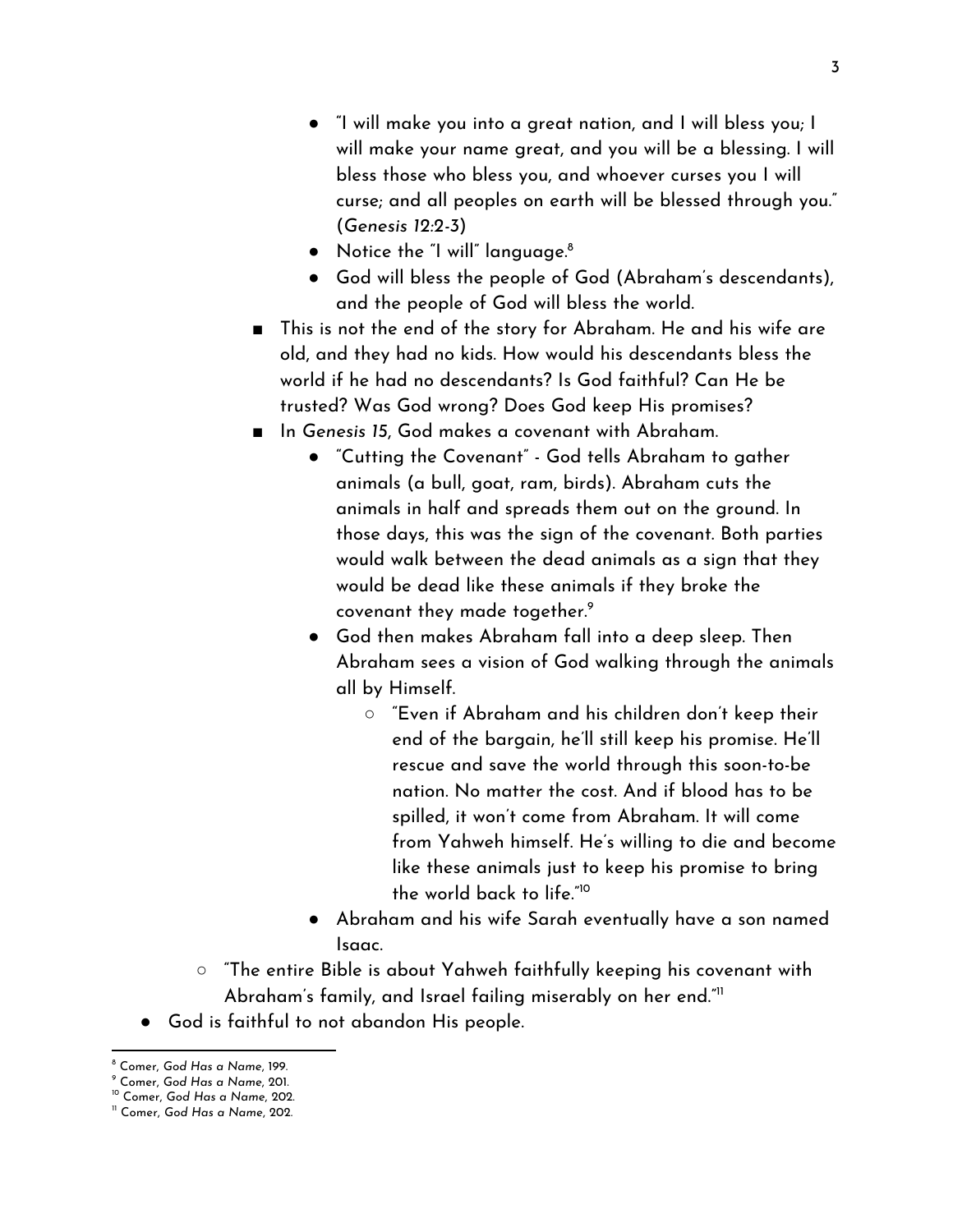- "I will make you into a great nation, and I will bless you; I will make your name great, and you will be a blessing. I will bless those who bless you, and whoever curses you I will curse; and all peoples on earth will be blessed through you." (*Genesis 12:2-3*)
            - Notice the "I will" language.[8]
            - God will bless the people of God (Abraham's descendants), and the people of God will bless the world.
        - This is not the end of the story for Abraham. He and his wife are old, and they had no kids. How would his descendants bless the world if he had no descendants? Is God faithful? Can He be trusted? Was God wrong? Does God keep His promises?
        - In *Genesis 15*, God makes a covenant with Abraham.
            - "Cutting the Covenant" - God tells Abraham to gather animals (a bull, goat, ram, birds). Abraham cuts the animals in half and spreads them out on the ground. In those days, this was the sign of the covenant. Both parties would walk between the dead animals as a sign that they would be dead like these animals if they broke the covenant they made together.[9]
            - God then makes Abraham fall into a deep sleep. Then Abraham sees a vision of God walking through the animals all by Himself.
                - "Even if Abraham and his children don't keep their end of the bargain, he'll still keep his promise. He'll rescue and save the world through this soon-to-be nation. No matter the cost. And if blood has to be spilled, it won't come from Abraham. It will come from Yahweh himself. He's willing to die and become like these animals just to keep his promise to bring the world back to life."[10]
            - Abraham and his wife Sarah eventually have a son named Isaac.
    - "The entire Bible is about Yahweh faithfully keeping his covenant with Abraham's family, and Israel failing miserably on her end."[11]
- God is faithful to not abandon His people.

---

[8] Comer, *God Has a Name*, 199.
[9] Comer, *God Has a Name*, 201.
[10] Comer, *God Has a Name*, 202.
[11] Comer, *God Has a Name*, 202.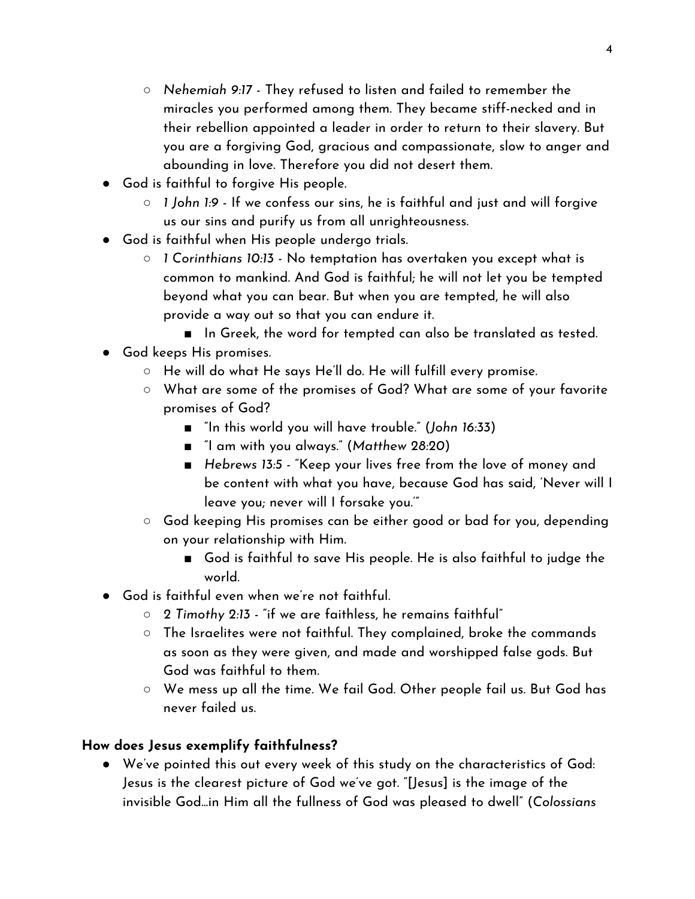- *Nehemiah 9:17* - They refused to listen and failed to remember the miracles you performed among them. They became stiff-necked and in their rebellion appointed a leader in order to return to their slavery. But you are a forgiving God, gracious and compassionate, slow to anger and abounding in love. Therefore you did not desert them.
- God is faithful to forgive His people.
    - *1 John 1:9* - If we confess our sins, he is faithful and just and will forgive us our sins and purify us from all unrighteousness.
- God is faithful when His people undergo trials.
    - *1 Corinthians 10:13* - No temptation has overtaken you except what is common to mankind. And God is faithful; he will not let you be tempted beyond what you can bear. But when you are tempted, he will also provide a way out so that you can endure it.
        - In Greek, the word for tempted can also be translated as tested.
- God keeps His promises.
    - He will do what He says He'll do. He will fulfill every promise.
    - What are some of the promises of God? What are some of your favorite promises of God?
        - "In this world you will have trouble." (*John 16:33*)
        - "I am with you always." (*Matthew 28:20*)
        - *Hebrews 13:5* - "Keep your lives free from the love of money and be content with what you have, because God has said, 'Never will I leave you; never will I forsake you.'"
    - God keeping His promises can be either good or bad for you, depending on your relationship with Him.
        - God is faithful to save His people. He is also faithful to judge the world.
- God is faithful even when we're not faithful.
    - *2 Timothy 2:13* - "if we are faithless, he remains faithful"
    - The Israelites were not faithful. They complained, broke the commands as soon as they were given, and made and worshipped false gods. But God was faithful to them.
    - We mess up all the time. We fail God. Other people fail us. But God has never failed us.

**How does Jesus exemplify faithfulness?**

- We've pointed this out every week of this study on the characteristics of God: Jesus is the clearest picture of God we've got. "[Jesus] is the image of the invisible God…in Him all the fullness of God was pleased to dwell" (*Colossians*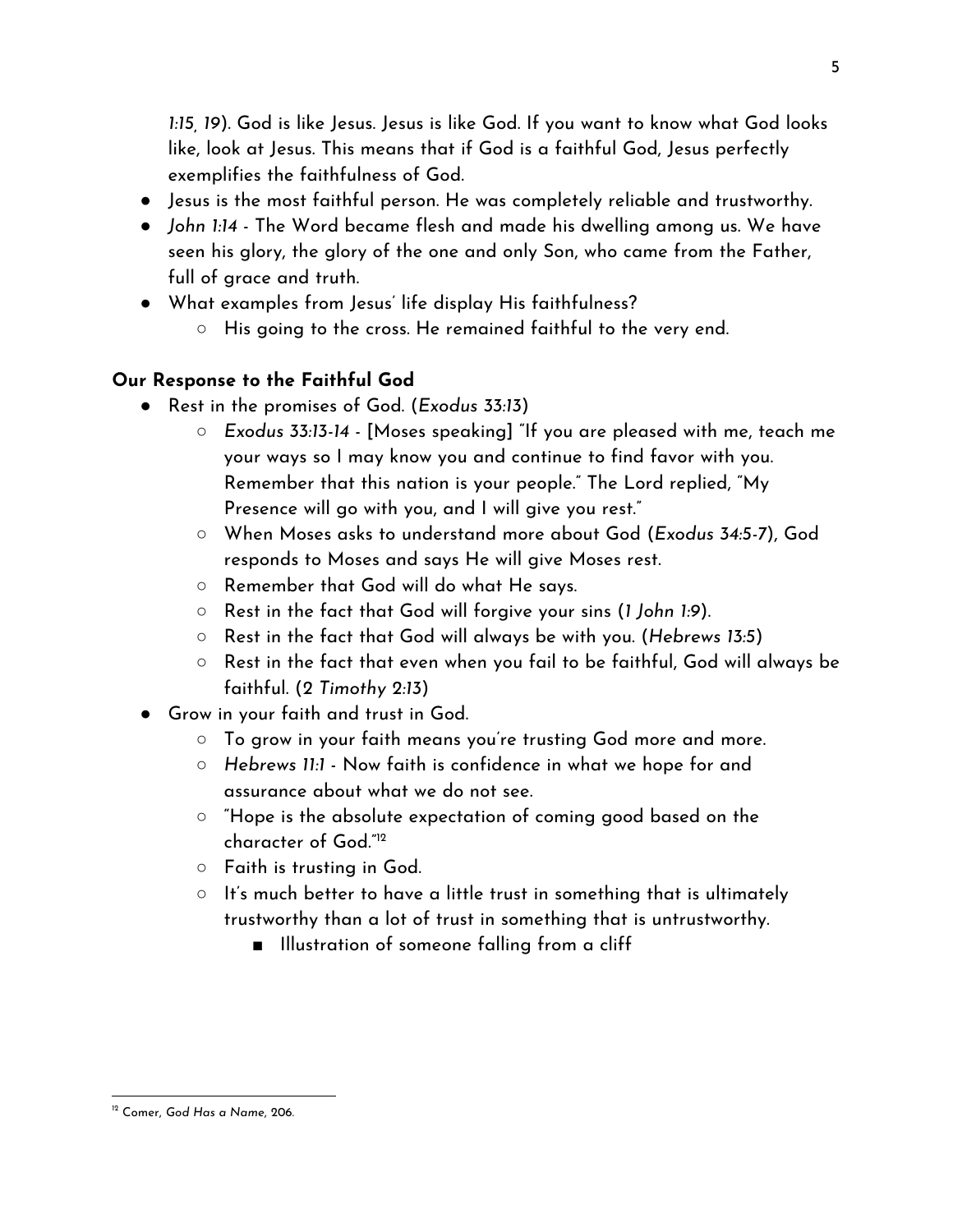*1:15, 19*). God is like Jesus. Jesus is like God. If you want to know what God looks like, look at Jesus. This means that if God is a faithful God, Jesus perfectly exemplifies the faithfulness of God.

- Jesus is the most faithful person. He was completely reliable and trustworthy.
- *John 1:14* - The Word became flesh and made his dwelling among us. We have seen his glory, the glory of the one and only Son, who came from the Father, full of grace and truth.
- What examples from Jesus' life display His faithfulness?
  - His going to the cross. He remained faithful to the very end.

**Our Response to the Faithful God**

- Rest in the promises of God. (*Exodus 33:13*)
  - *Exodus 33:13-14* - [Moses speaking] "If you are pleased with me, teach me your ways so I may know you and continue to find favor with you. Remember that this nation is your people." The Lord replied, "My Presence will go with you, and I will give you rest."
  - When Moses asks to understand more about God (*Exodus 34:5-7*), God responds to Moses and says He will give Moses rest.
  - Remember that God will do what He says.
  - Rest in the fact that God will forgive your sins (*1 John 1:9*).
  - Rest in the fact that God will always be with you. (*Hebrews 13:5*)
  - Rest in the fact that even when you fail to be faithful, God will always be faithful. (*2 Timothy 2:13*)
- Grow in your faith and trust in God.
  - To grow in your faith means you're trusting God more and more.
  - *Hebrews 11:1* - Now faith is confidence in what we hope for and assurance about what we do not see.
  - "Hope is the absolute expectation of coming good based on the character of God."[12]
  - Faith is trusting in God.
  - It's much better to have a little trust in something that is ultimately trustworthy than a lot of trust in something that is untrustworthy.
    - Illustration of someone falling from a cliff

[12] Comer, *God Has a Name*, 206.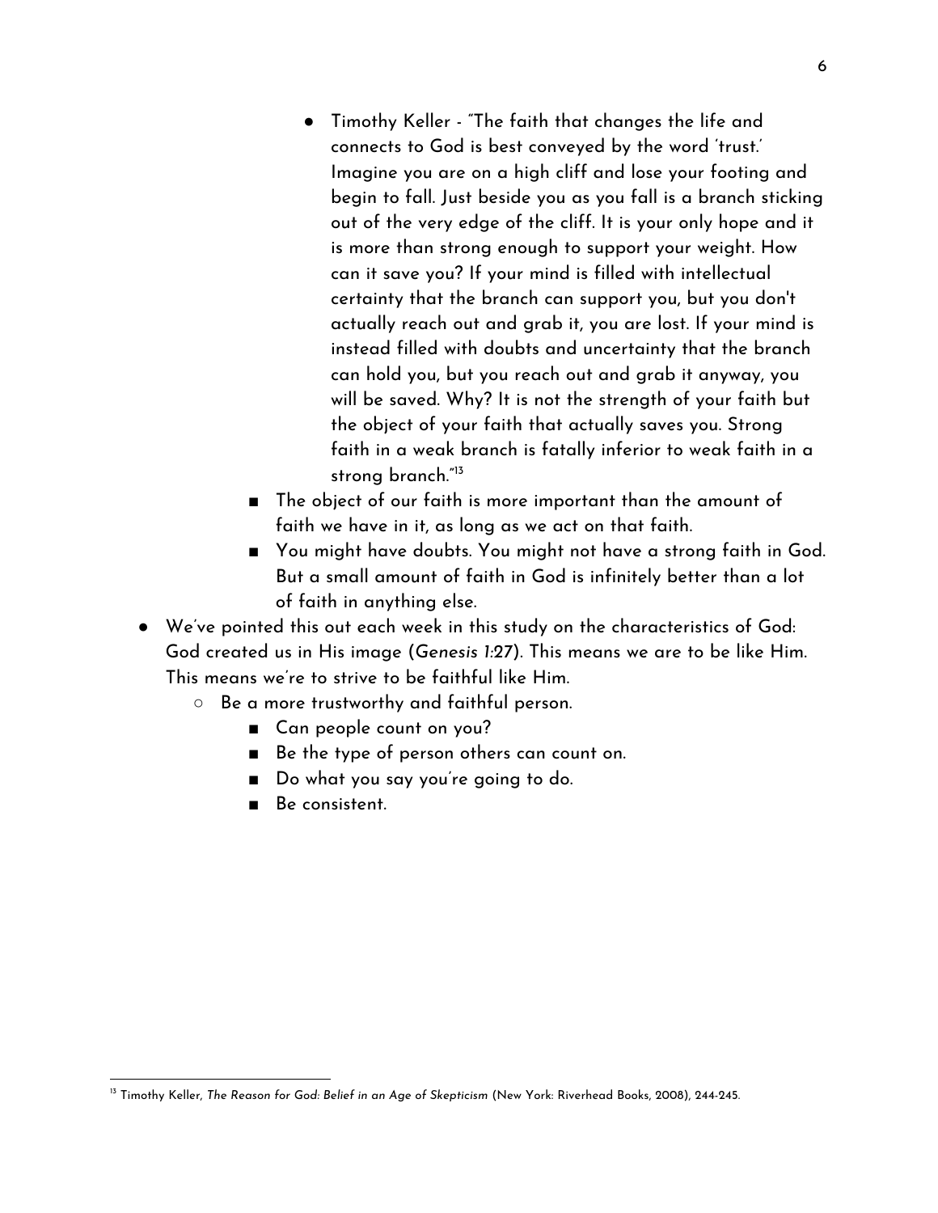- Timothy Keller - "The faith that changes the life and connects to God is best conveyed by the word 'trust.' Imagine you are on a high cliff and lose your footing and begin to fall. Just beside you as you fall is a branch sticking out of the very edge of the cliff. It is your only hope and it is more than strong enough to support your weight. How can it save you? If your mind is filled with intellectual certainty that the branch can support you, but you don't actually reach out and grab it, you are lost. If your mind is instead filled with doubts and uncertainty that the branch can hold you, but you reach out and grab it anyway, you will be saved. Why? It is not the strength of your faith but the object of your faith that actually saves you. Strong faith in a weak branch is fatally inferior to weak faith in a strong branch."[13]
    - The object of our faith is more important than the amount of faith we have in it, as long as we act on that faith.
    - You might have doubts. You might not have a strong faith in God. But a small amount of faith in God is infinitely better than a lot of faith in anything else.
- We've pointed this out each week in this study on the characteristics of God: God created us in His image (*Genesis 1:27*). This means we are to be like Him. This means we're to strive to be faithful like Him.
  - Be a more trustworthy and faithful person.
    - Can people count on you?
    - Be the type of person others can count on.
    - Do what you say you're going to do.
    - Be consistent.

---

[13] Timothy Keller, *The Reason for God: Belief in an Age of Skepticism* (New York: Riverhead Books, 2008), 244-245.